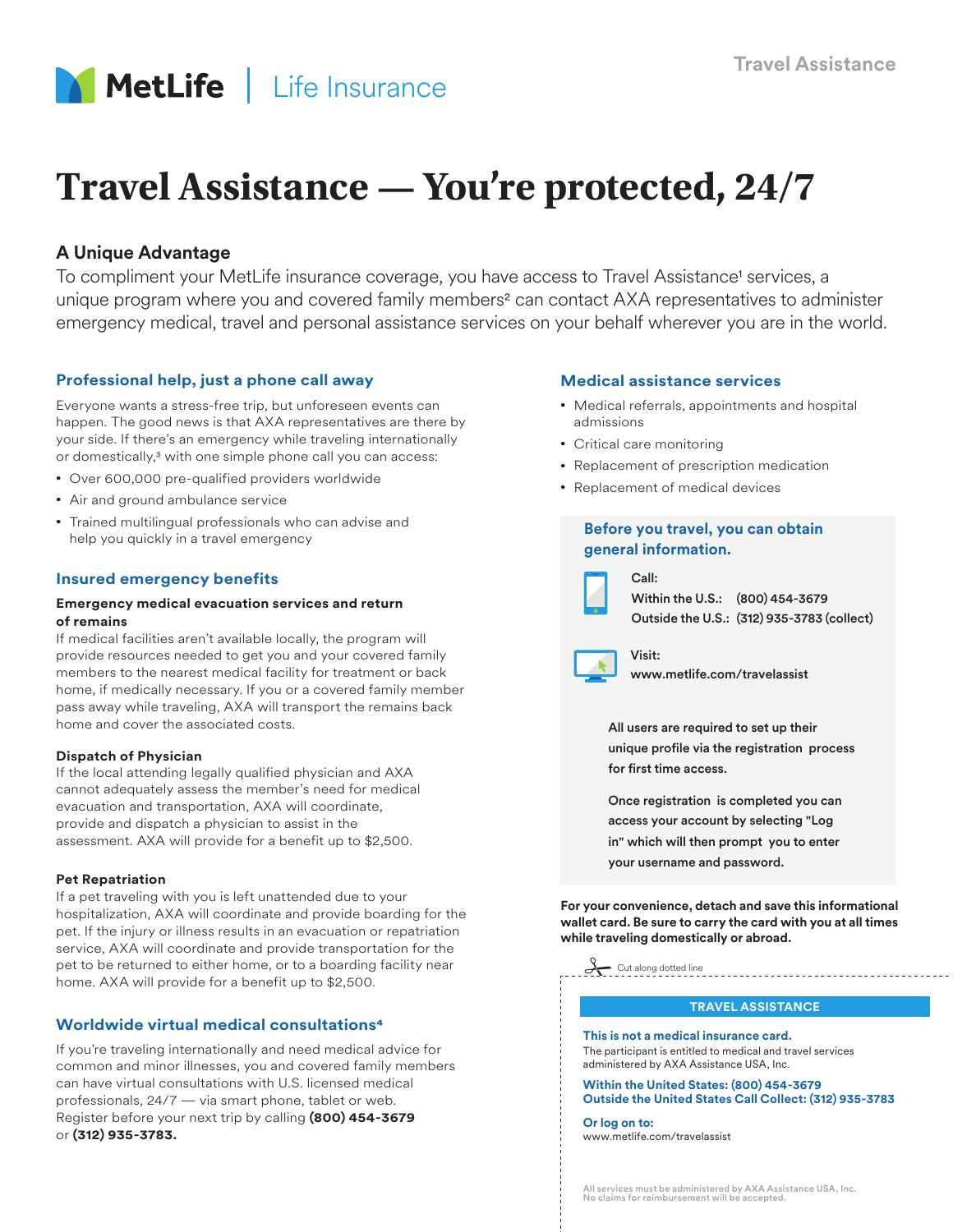MetLife | Life Insurance

# Travel Assistance — You're protected, 24/7

## A Unique Advantage

To compliment your MetLife insurance coverage, you have access to Travel Assistance[1] services, a unique program where you and covered family members[2] can contact AXA representatives to administer emergency medical, travel and personal assistance services on your behalf wherever you are in the world.

### Professional help, just a phone call away

Everyone wants a stress-free trip, but unforeseen events can happen. The good news is that AXA representatives are there by your side. If there's an emergency while traveling internationally or domestically,[3] with one simple phone call you can access:

- Over 600,000 pre-qualified providers worldwide
- Air and ground ambulance service
- Trained multilingual professionals who can advise and help you quickly in a travel emergency

### Insured emergency benefits

**Emergency medical evacuation services and return of remains**

If medical facilities aren't available locally, the program will provide resources needed to get you and your covered family members to the nearest medical facility for treatment or back home, if medically necessary. If you or a covered family member pass away while traveling, AXA will transport the remains back home and cover the associated costs.

**Dispatch of Physician**

If the local attending legally qualified physician and AXA cannot adequately assess the member's need for medical evacuation and transportation, AXA will coordinate, provide and dispatch a physician to assist in the assessment. AXA will provide for a benefit up to $2,500.

**Pet Repatriation**

If a pet traveling with you is left unattended due to your hospitalization, AXA will coordinate and provide boarding for the pet. If the injury or illness results in an evacuation or repatriation service, AXA will coordinate and provide transportation for the pet to be returned to either home, or to a boarding facility near home. AXA will provide for a benefit up to $2,500.

### Worldwide virtual medical consultations[4]

If you're traveling internationally and need medical advice for common and minor illnesses, you and covered family members can have virtual consultations with U.S. licensed medical professionals, 24/7 — via smart phone, tablet or web. Register before your next trip by calling **(800) 454-3679** or **(312) 935-3783.**

### Medical assistance services

- Medical referrals, appointments and hospital admissions
- Critical care monitoring
- Replacement of prescription medication
- Replacement of medical devices

### Before you travel, you can obtain general information.

**Call:**
**Within the U.S.: (800) 454-3679**
**Outside the U.S.: (312) 935-3783 (collect)**

**Visit:**
**www.metlife.com/travelassist**

**All users are required to set up their unique profile via the registration process for first time access.**

**Once registration is completed you can access your account by selecting "Log in" which will then prompt you to enter your username and password.**

**For your convenience, detach and save this informational wallet card. Be sure to carry the card with you at all times while traveling domestically or abroad.**

Cut along dotted line

**TRAVEL ASSISTANCE**

**This is not a medical insurance card.**

The participant is entitled to medical and travel services administered by AXA Assistance USA, Inc.

**Within the United States: (800) 454-3679**
**Outside the United States Call Collect: (312) 935-3783**

**Or log on to:**
www.metlife.com/travelassist

All services must be administered by AXA Assistance USA, Inc. No claims for reimbursement will be accepted.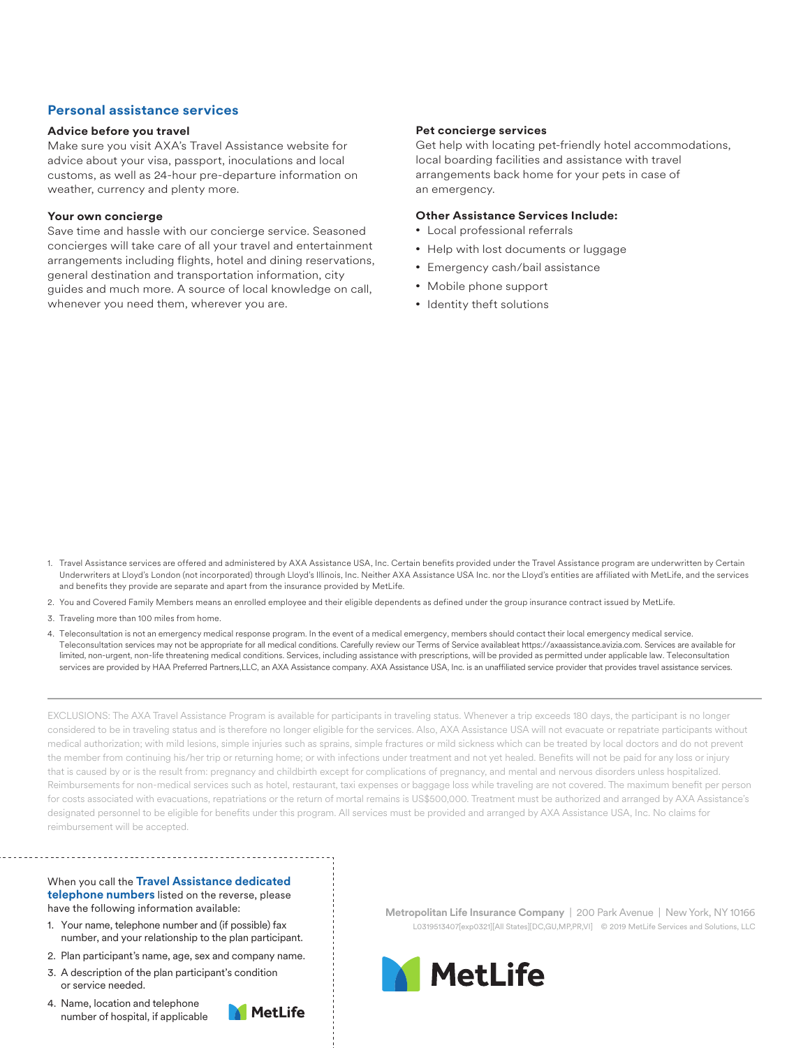## Personal assistance services

### Advice before you travel

Make sure you visit AXA's Travel Assistance website for advice about your visa, passport, inoculations and local customs, as well as 24-hour pre-departure information on weather, currency and plenty more.

### Your own concierge

Save time and hassle with our concierge service. Seasoned concierges will take care of all your travel and entertainment arrangements including flights, hotel and dining reservations, general destination and transportation information, city guides and much more. A source of local knowledge on call, whenever you need them, wherever you are.

### Pet concierge services

Get help with locating pet-friendly hotel accommodations, local boarding facilities and assistance with travel arrangements back home for your pets in case of an emergency.

### Other Assistance Services Include:

- Local professional referrals
- Help with lost documents or luggage
- Emergency cash/bail assistance
- Mobile phone support
- Identity theft solutions

1. Travel Assistance services are offered and administered by AXA Assistance USA, Inc. Certain benefits provided under the Travel Assistance program are underwritten by Certain Underwriters at Lloyd's London (not incorporated) through Lloyd's Illinois, Inc. Neither AXA Assistance USA Inc. nor the Lloyd's entities are affiliated with MetLife, and the services and benefits they provide are separate and apart from the insurance provided by MetLife.
2. You and Covered Family Members means an enrolled employee and their eligible dependents as defined under the group insurance contract issued by MetLife.
3. Traveling more than 100 miles from home.
4. Teleconsultation is not an emergency medical response program. In the event of a medical emergency, members should contact their local emergency medical service. Teleconsultation services may not be appropriate for all medical conditions. Carefully review our Terms of Service availableat https://axaassistance.avizia.com. Services are available for limited, non-urgent, non-life threatening medical conditions. Services, including assistance with prescriptions, will be provided as permitted under applicable law. Teleconsultation services are provided by HAA Preferred Partners,LLC, an AXA Assistance company. AXA Assistance USA, Inc. is an unaffiliated service provider that provides travel assistance services.

EXCLUSIONS: The AXA Travel Assistance Program is available for participants in traveling status. Whenever a trip exceeds 180 days, the participant is no longer considered to be in traveling status and is therefore no longer eligible for the services. Also, AXA Assistance USA will not evacuate or repatriate participants without medical authorization; with mild lesions, simple injuries such as sprains, simple fractures or mild sickness which can be treated by local doctors and do not prevent the member from continuing his/her trip or returning home; or with infections under treatment and not yet healed. Benefits will not be paid for any loss or injury that is caused by or is the result from: pregnancy and childbirth except for complications of pregnancy, and mental and nervous disorders unless hospitalized. Reimbursements for non-medical services such as hotel, restaurant, taxi expenses or baggage loss while traveling are not covered. The maximum benefit per person for costs associated with evacuations, repatriations or the return of mortal remains is US$500,000. Treatment must be authorized and arranged by AXA Assistance's designated personnel to be eligible for benefits under this program. All services must be provided and arranged by AXA Assistance USA, Inc. No claims for reimbursement will be accepted.

When you call the **Travel Assistance dedicated telephone numbers** listed on the reverse, please have the following information available:

1. Your name, telephone number and (if possible) fax number, and your relationship to the plan participant.
2. Plan participant's name, age, sex and company name.
3. A description of the plan participant's condition or service needed.
4. Name, location and telephone number of hospital, if applicable

MetLife

Metropolitan Life Insurance Company | 200 Park Avenue | New York, NY 10166

L0319513407[exp0321][All States][DC,GU,MP,PR,VI] © 2019 MetLife Services and Solutions, LLC

MetLife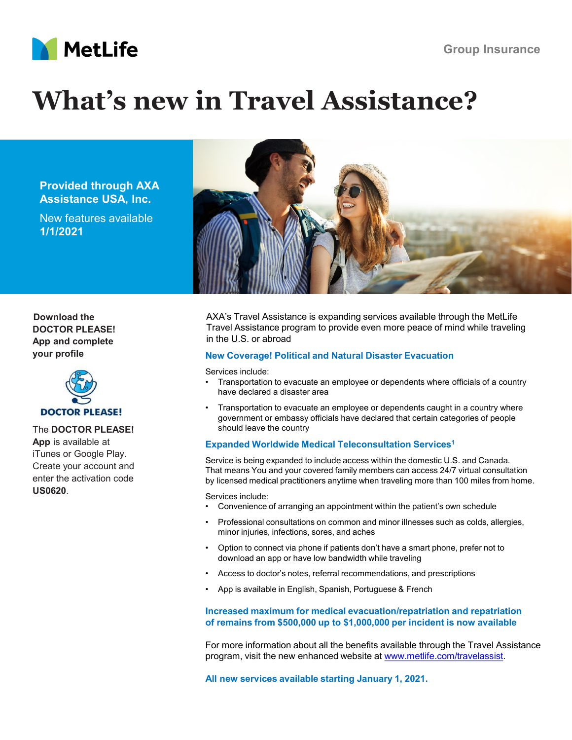MetLife

Group Insurance

# What's new in Travel Assistance?

**Provided through AXA Assistance USA, Inc.**

New features available **1/1/2021**

**Download the DOCTOR PLEASE! App and complete your profile**

DOCTOR PLEASE!

The **DOCTOR PLEASE! App** is available at iTunes or Google Play. Create your account and enter the activation code **US0620**.

AXA's Travel Assistance is expanding services available through the MetLife Travel Assistance program to provide even more peace of mind while traveling in the U.S. or abroad

## New Coverage! Political and Natural Disaster Evacuation

Services include:

- Transportation to evacuate an employee or dependents where officials of a country have declared a disaster area
- Transportation to evacuate an employee or dependents caught in a country where government or embassy officials have declared that certain categories of people should leave the country

## Expanded Worldwide Medical Teleconsultation Services[1]

Service is being expanded to include access within the domestic U.S. and Canada. That means You and your covered family members can access 24/7 virtual consultation by licensed medical practitioners anytime when traveling more than 100 miles from home.

Services include:

- Convenience of arranging an appointment within the patient's own schedule
- Professional consultations on common and minor illnesses such as colds, allergies, minor injuries, infections, sores, and aches
- Option to connect via phone if patients don't have a smart phone, prefer not to download an app or have low bandwidth while traveling
- Access to doctor's notes, referral recommendations, and prescriptions
- App is available in English, Spanish, Portuguese & French

## Increased maximum for medical evacuation/repatriation and repatriation of remains from $500,000 up to $1,000,000 per incident is now available

For more information about all the benefits available through the Travel Assistance program, visit the new enhanced website at www.metlife.com/travelassist.

**All new services available starting January 1, 2021.**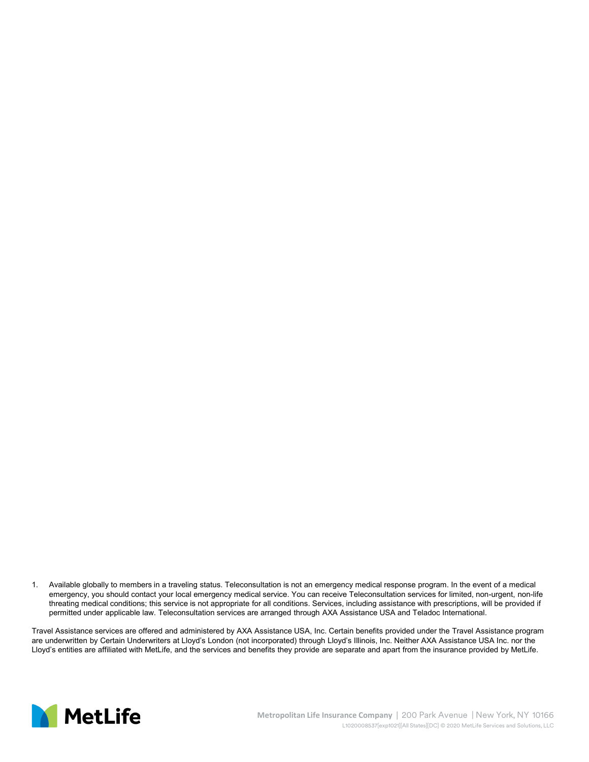1. Available globally to members in a traveling status. Teleconsultation is not an emergency medical response program. In the event of a medical emergency, you should contact your local emergency medical service. You can receive Teleconsultation services for limited, non-urgent, non-life threating medical conditions; this service is not appropriate for all conditions. Services, including assistance with prescriptions, will be provided if permitted under applicable law. Teleconsultation services are arranged through AXA Assistance USA and Teladoc International.

Travel Assistance services are offered and administered by AXA Assistance USA, Inc. Certain benefits provided under the Travel Assistance program are underwritten by Certain Underwriters at Lloyd's London (not incorporated) through Lloyd's Illinois, Inc. Neither AXA Assistance USA Inc. nor the Lloyd's entities are affiliated with MetLife, and the services and benefits they provide are separate and apart from the insurance provided by MetLife.

MetLife

**Metropolitan Life Insurance Company** | 200 Park Avenue | New York, NY 10166

L1020008537[exp1021][All States][DC] © 2020 MetLife Services and Solutions, LLC